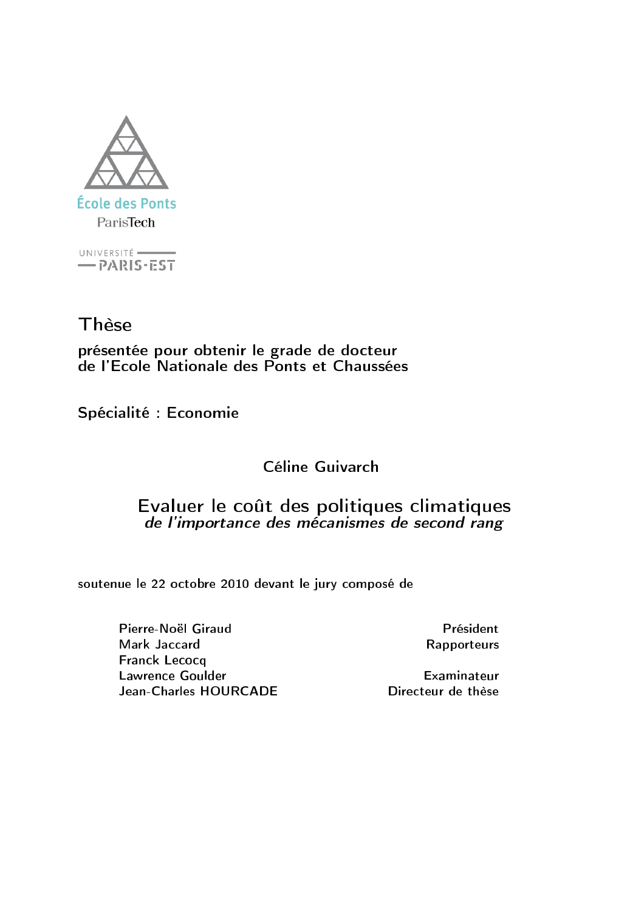École des Ponts
ParisTech

UNIVERSITÉ PARIS-EST

# Thèse

**présentée pour obtenir le grade de docteur**
**de l'Ecole Nationale des Ponts et Chaussées**

**Spécialité : Economie**

Céline Guivarch

## Evaluer le coût des politiques climatiques

***de l'importance des mécanismes de second rang***

soutenue le 22 octobre 2010 devant le jury composé de

| | |
|---|---|
| Pierre-Noël Giraud | Président |
| Mark Jaccard | Rapporteurs |
| Franck Lecocq | |
| Lawrence Goulder | Examinateur |
| Jean-Charles HOURCADE | Directeur de thèse |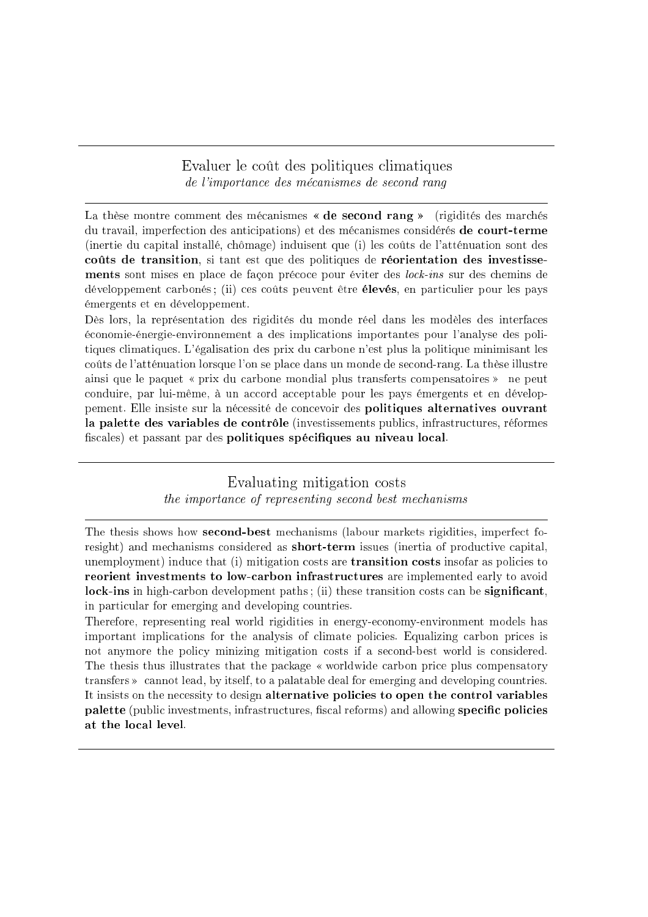## Evaluer le coût des politiques climatiques

*de l'importance des mécanismes de second rang*

La thèse montre comment des mécanismes **« de second rang »** (rigidités des marchés du travail, imperfection des anticipations) et des mécanismes considérés **de court-terme** (inertie du capital installé, chômage) induisent que (i) les coûts de l'atténuation sont des **coûts de transition**, si tant est que des politiques de **réorientation des investissements** sont mises en place de façon précoce pour éviter des *lock-ins* sur des chemins de développement carbonés ; (ii) ces coûts peuvent être **élevés**, en particulier pour les pays émergents et en développement.

Dès lors, la représentation des rigidités du monde réel dans les modèles des interfaces économie-énergie-environnement a des implications importantes pour l'analyse des politiques climatiques. L'égalisation des prix du carbone n'est plus la politique minimisant les coûts de l'atténuation lorsque l'on se place dans un monde de second-rang. La thèse illustre ainsi que le paquet « prix du carbone mondial plus transferts compensatoires » ne peut conduire, par lui-même, à un accord acceptable pour les pays émergents et en développement. Elle insiste sur la nécessité de concevoir des **politiques alternatives ouvrant la palette des variables de contrôle** (investissements publics, infrastructures, réformes fiscales) et passant par des **politiques spécifiques au niveau local**.

## Evaluating mitigation costs

*the importance of representing second best mechanisms*

The thesis shows how **second-best** mechanisms (labour markets rigidities, imperfect foresight) and mechanisms considered as **short-term** issues (inertia of productive capital, unemployment) induce that (i) mitigation costs are **transition costs** insofar as policies to **reorient investments to low-carbon infrastructures** are implemented early to avoid **lock-ins** in high-carbon development paths ; (ii) these transition costs can be **significant**, in particular for emerging and developing countries.

Therefore, representing real world rigidities in energy-economy-environment models has important implications for the analysis of climate policies. Equalizing carbon prices is not anymore the policy minizing mitigation costs if a second-best world is considered. The thesis thus illustrates that the package « worldwide carbon price plus compensatory transfers » cannot lead, by itself, to a palatable deal for emerging and developing countries. It insists on the necessity to design **alternative policies to open the control variables palette** (public investments, infrastructures, fiscal reforms) and allowing **specific policies at the local level**.